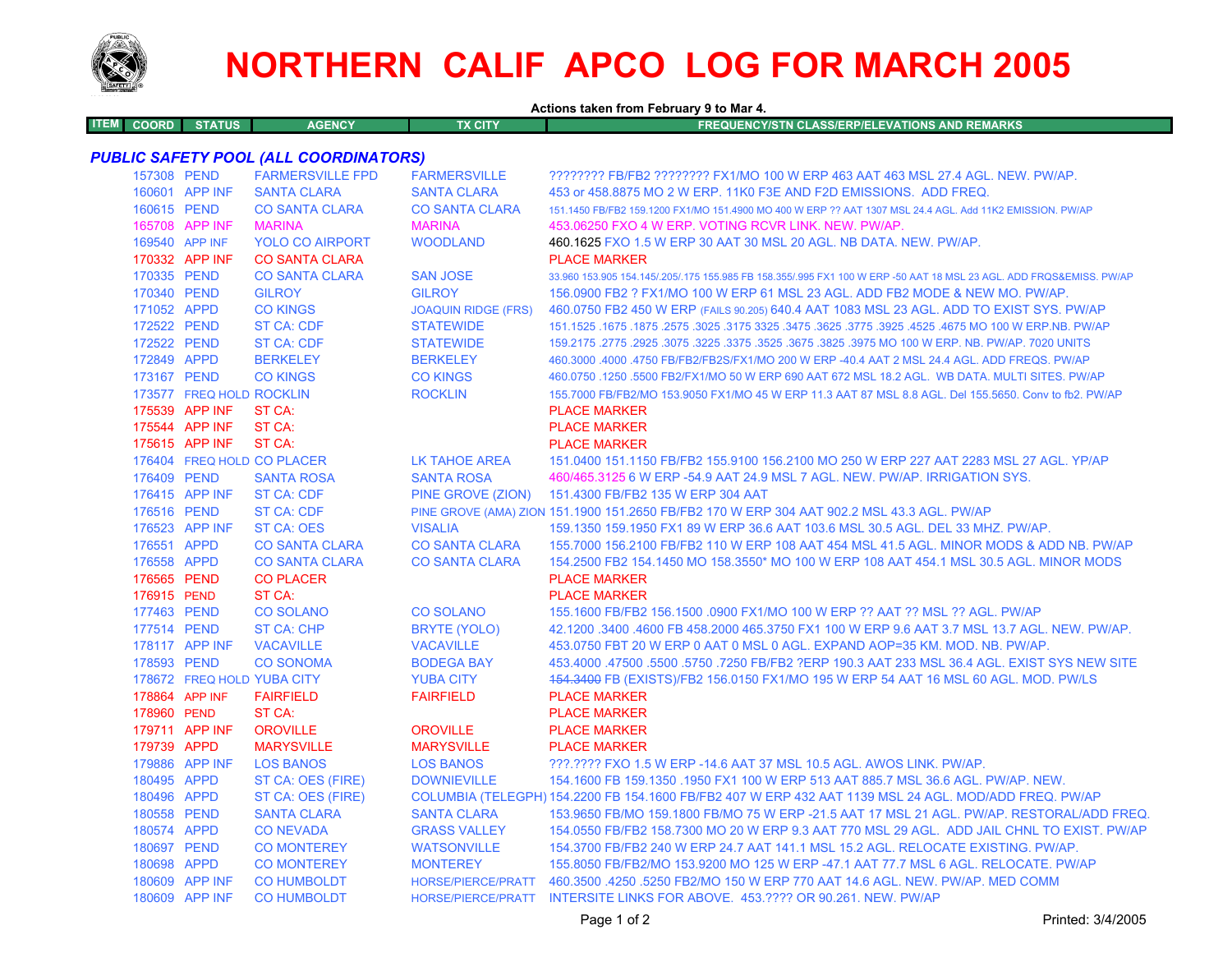# NORTHERN CALIF APCO LOG FOR MARCH 2005

**Actions taken from February 9 to Mar 4.**

| ITEM | COORD | STATUS | AGENCY | TX CITY | FREQUENCY/STN CLASS/ERP/ELEVATIONS AND REMARKS |
|---|---|---|---|---|---|

### *PUBLIC SAFETY POOL (ALL COORDINATORS)*

| ITEM | COORD | STATUS | AGENCY | TX CITY | FREQUENCY/STN CLASS/ERP/ELEVATIONS AND REMARKS |
|---|---|---|---|---|---|
| | 157308 | PEND | FARMERSVILLE FPD | FARMERSVILLE | ???????? FB/FB2 ???????? FX1/MO 100 W ERP 463 AAT 463 MSL 27.4 AGL. NEW. PW/AP. |
| | 160601 | APP INF | SANTA CLARA | SANTA CLARA | 453 or 458.8875 MO 2 W ERP. 11K0 F3E AND F2D EMISSIONS. ADD FREQ. |
| | 160615 | PEND | CO SANTA CLARA | CO SANTA CLARA | 151.1450 FB/FB2 159.1200 FX1/MO 151.4900 MO 400 W ERP ?? AAT 1307 MSL 24.4 AGL. Add 11K2 EMISSION. PW/AP |
| | 165708 | APP INF | MARINA | MARINA | 453.06250 FXO 4 W ERP. VOTING RCVR LINK. NEW. PW/AP. |
| | 169540 | APP INF | YOLO CO AIRPORT | WOODLAND | 460.1625 FXO 1.5 W ERP 30 AAT 30 MSL 20 AGL. NB DATA. NEW. PW/AP. |
| | 170332 | APP INF | CO SANTA CLARA | | PLACE MARKER |
| | 170335 | PEND | CO SANTA CLARA | SAN JOSE | 33.960 153.905 154.145/.205/.175 155.985 FB 158.355/.995 FX1 100 W ERP -50 AAT 18 MSL 23 AGL. ADD FRQS&EMISS. PW/AP |
| | 170340 | PEND | GILROY | GILROY | 156.0900 FB2 ? FX1/MO 100 W ERP 61 MSL 23 AGL. ADD FB2 MODE & NEW MO. PW/AP. |
| | 171052 | APPD | CO KINGS | JOAQUIN RIDGE (FRS) | 460.0750 FB2 450 W ERP (FAILS 90.205) 640.4 AAT 1083 MSL 23 AGL. ADD TO EXIST SYS. PW/AP |
| | 172522 | PEND | ST CA: CDF | STATEWIDE | 151.1525 .1675 .1875 .2575 .3025 .3175 3325 .3475 .3625 .3775 .3925 .4525 .4675 MO 100 W ERP.NB. PW/AP |
| | 172522 | PEND | ST CA: CDF | STATEWIDE | 159.2175 .2775 .2925 .3075 .3225 .3375 .3525 .3675 .3825 .3975 MO 100 W ERP. NB. PW/AP. 7020 UNITS |
| | 172849 | APPD | BERKELEY | BERKELEY | 460.3000 .4000 .4750 FB/FB2/FB2S/FX1/MO 200 W ERP -40.4 AAT 2 MSL 24.4 AGL. ADD FREQS. PW/AP |
| | 173167 | PEND | CO KINGS | CO KINGS | 460.0750 .1250 .5500 FB2/FX1/MO 50 W ERP 690 AAT 672 MSL 18.2 AGL. WB DATA. MULTI SITES. PW/AP |
| | 173577 | FREQ HOLD | ROCKLIN | ROCKLIN | 155.7000 FB/FB2/MO 153.9050 FX1/MO 45 W ERP 11.3 AAT 87 MSL 8.8 AGL. Del 155.5650. Conv to fb2. PW/AP |
| | 175539 | APP INF | ST CA: | | PLACE MARKER |
| | 175544 | APP INF | ST CA: | | PLACE MARKER |
| | 175615 | APP INF | ST CA: | | PLACE MARKER |
| | 176404 | FREQ HOLD | CO PLACER | LK TAHOE AREA | 151.0400 151.1150 FB/FB2 155.9100 156.2100 MO 250 W ERP 227 AAT 2283 MSL 27 AGL. YP/AP |
| | 176409 | PEND | SANTA ROSA | SANTA ROSA | 460/465.3125 6 W ERP -54.9 AAT 24.9 MSL 7 AGL. NEW. PW/AP. IRRIGATION SYS. |
| | 176415 | APP INF | ST CA: CDF | PINE GROVE (ZION) | 151.4300 FB/FB2 135 W ERP 304 AAT |
| | 176516 | PEND | ST CA: CDF | PINE GROVE (AMA) ZION | 151.1900 151.2650 FB/FB2 170 W ERP 304 AAT 902.2 MSL 43.3 AGL. PW/AP |
| | 176523 | APP INF | ST CA: OES | VISALIA | 159.1350 159.1950 FX1 89 W ERP 36.6 AAT 103.6 MSL 30.5 AGL. DEL 33 MHZ. PW/AP. |
| | 176551 | APPD | CO SANTA CLARA | CO SANTA CLARA | 155.7000 156.2100 FB/FB2 110 W ERP 108 AAT 454 MSL 41.5 AGL. MINOR MODS & ADD NB. PW/AP |
| | 176558 | APPD | CO SANTA CLARA | CO SANTA CLARA | 154.2500 FB2 154.1450 MO 158.3550* MO 100 W ERP 108 AAT 454.1 MSL 30.5 AGL. MINOR MODS |
| | 176565 | PEND | CO PLACER | | PLACE MARKER |
| | 176915 | PEND | ST CA: | | PLACE MARKER |
| | 177463 | PEND | CO SOLANO | CO SOLANO | 155.1600 FB/FB2 156.1500 .0900 FX1/MO 100 W ERP ?? AAT ?? MSL ?? AGL. PW/AP |
| | 177514 | PEND | ST CA: CHP | BRYTE (YOLO) | 42.1200 .3400 .4600 FB 458.2000 465.3750 FX1 100 W ERP 9.6 AAT 3.7 MSL 13.7 AGL. NEW. PW/AP. |
| | 178117 | APP INF | VACAVILLE | VACAVILLE | 453.0750 FBT 20 W ERP 0 AAT 0 MSL 0 AGL. EXPAND AOP=35 KM. MOD. NB. PW/AP. |
| | 178593 | PEND | CO SONOMA | BODEGA BAY | 453.4000 .47500 .5500 .5750 .7250 FB/FB2 ?ERP 190.3 AAT 233 MSL 36.4 AGL. EXIST SYS NEW SITE |
| | 178672 | FREQ HOLD | YUBA CITY | YUBA CITY | ~~154.3400~~ FB (EXISTS)/FB2 156.0150 FX1/MO 195 W ERP 54 AAT 16 MSL 60 AGL. MOD. PW/LS |
| | 178864 | APP INF | FAIRFIELD | FAIRFIELD | PLACE MARKER |
| | 178960 | PEND | ST CA: | | PLACE MARKER |
| | 179711 | APP INF | OROVILLE | OROVILLE | PLACE MARKER |
| | 179739 | APPD | MARYSVILLE | MARYSVILLE | PLACE MARKER |
| | 179886 | APP INF | LOS BANOS | LOS BANOS | ???.???? FXO 1.5 W ERP -14.6 AAT 37 MSL 10.5 AGL. AWOS LINK. PW/AP. |
| | 180495 | APPD | ST CA: OES (FIRE) | DOWNIEVILLE | 154.1600 FB 159.1350 .1950 FX1 100 W ERP 513 AAT 885.7 MSL 36.6 AGL. PW/AP. NEW. |
| | 180496 | APPD | ST CA: OES (FIRE) | COLUMBIA (TELEGPH) | 154.2200 FB 154.1600 FB/FB2 407 W ERP 432 AAT 1139 MSL 24 AGL. MOD/ADD FREQ. PW/AP |
| | 180558 | PEND | SANTA CLARA | SANTA CLARA | 153.9650 FB/MO 159.1800 FB/MO 75 W ERP -21.5 AAT 17 MSL 21 AGL. PW/AP. RESTORAL/ADD FREQ. |
| | 180574 | APPD | CO NEVADA | GRASS VALLEY | 154.0550 FB/FB2 158.7300 MO 20 W ERP 9.3 AAT 770 MSL 29 AGL. ADD JAIL CHNL TO EXIST. PW/AP |
| | 180697 | PEND | CO MONTEREY | WATSONVILLE | 154.3700 FB/FB2 240 W ERP 24.7 AAT 141.1 MSL 15.2 AGL. RELOCATE EXISTING. PW/AP. |
| | 180698 | APPD | CO MONTEREY | MONTEREY | 155.8050 FB/FB2/MO 153.9200 MO 125 W ERP -47.1 AAT 77.7 MSL 6 AGL. RELOCATE. PW/AP |
| | 180609 | APP INF | CO HUMBOLDT | HORSE/PIERCE/PRATT | 460.3500 .4250 .5250 FB2/MO 150 W ERP 770 AAT 14.6 AGL. NEW. PW/AP. MED COMM |
| | 180609 | APP INF | CO HUMBOLDT | HORSE/PIERCE/PRATT | INTERSITE LINKS FOR ABOVE. 453.???? OR 90.261. NEW. PW/AP |

Printed: 3/4/2005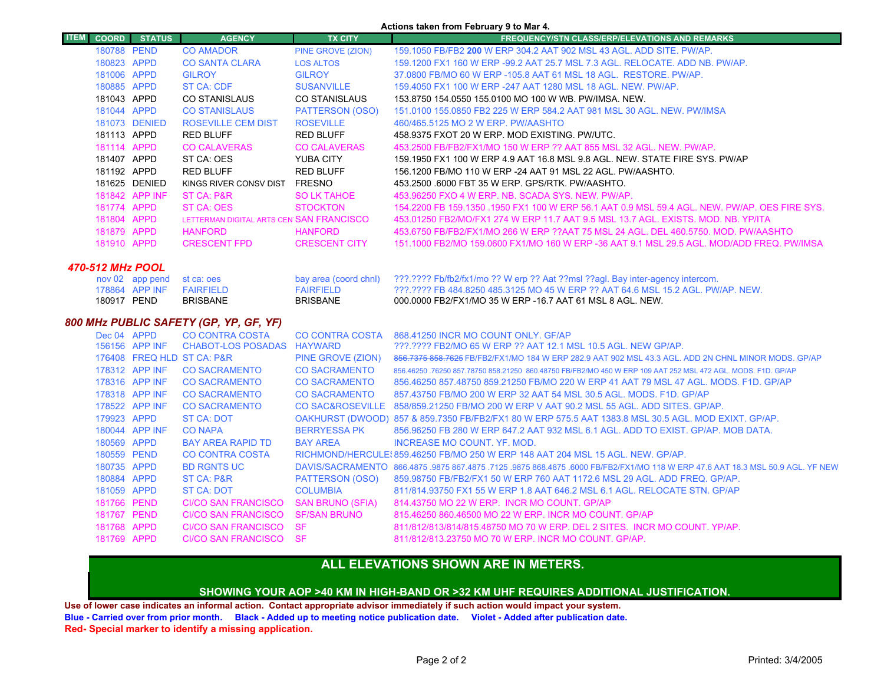**Actions taken from February 9 to Mar 4.**

| ITEM | COORD | STATUS | AGENCY | TX CITY | FREQUENCY/STN CLASS/ERP/ELEVATIONS AND REMARKS |
|---|---|---|---|---|---|
| | 180788 | PEND | CO AMADOR | PINE GROVE (ZION) | 159.1050 FB/FB2 **200** W ERP 304.2 AAT 902 MSL 43 AGL. ADD SITE. PW/AP. |
| | 180823 | APPD | CO SANTA CLARA | LOS ALTOS | 159.1200 FX1 160 W ERP -99.2 AAT 25.7 MSL 7.3 AGL. RELOCATE. ADD NB. PW/AP. |
| | 181006 | APPD | GILROY | GILROY | 37.0800 FB/MO 60 W ERP -105.8 AAT 61 MSL 18 AGL. RESTORE. PW/AP. |
| | 180885 | APPD | ST CA: CDF | SUSANVILLE | 159.4050 FX1 100 W ERP -247 AAT 1280 MSL 18 AGL. NEW. PW/AP. |
| | 181043 | APPD | CO STANISLAUS | CO STANISLAUS | 153.8750 154.0550 155.0100 MO 100 W WB. PW/IMSA. NEW. |
| | 181044 | APPD | CO STANISLAUS | PATTERSON (OSO) | 151.0100 155.0850 FB2 225 W ERP 584.2 AAT 981 MSL 30 AGL. NEW. PW/IMSA |
| | 181073 | DENIED | ROSEVILLE CEM DIST | ROSEVILLE | 460/465.5125 MO 2 W ERP. PW/AASHTO |
| | 181113 | APPD | RED BLUFF | RED BLUFF | 458.9375 FXOT 20 W ERP. MOD EXISTING. PW/UTC. |
| | 181114 | APPD | CO CALAVERAS | CO CALAVERAS | 453.2500 FB/FB2/FX1/MO 150 W ERP ?? AAT 855 MSL 32 AGL. NEW. PW/AP. |
| | 181407 | APPD | ST CA: OES | YUBA CITY | 159.1950 FX1 100 W ERP 4.9 AAT 16.8 MSL 9.8 AGL. NEW. STATE FIRE SYS. PW/AP |
| | 181192 | APPD | RED BLUFF | RED BLUFF | 156.1200 FB/MO 110 W ERP -24 AAT 91 MSL 22 AGL. PW/AASHTO. |
| | 181625 | DENIED | KINGS RIVER CONSV DIST | FRESNO | 453.2500 .6000 FBT 35 W ERP. GPS/RTK. PW/AASHTO. |
| | 181842 | APP INF | ST CA: P&R | SO LK TAHOE | 453.96250 FXO 4 W ERP. NB. SCADA SYS. NEW. PW/AP. |
| | 181774 | APPD | ST CA: OES | STOCKTON | 154.2200 FB 159.1350 .1950 FX1 100 W ERP 56.1 AAT 0.9 MSL 59.4 AGL. NEW. PW/AP. OES FIRE SYS. |
| | 181804 | APPD | LETTERMAN DIGITAL ARTS CEN | SAN FRANCISCO | 453.01250 FB2/MO/FX1 274 W ERP 11.7 AAT 9.5 MSL 13.7 AGL. EXISTS. MOD. NB. YP/ITA |
| | 181879 | APPD | HANFORD | HANFORD | 453.6750 FB/FB2/FX1/MO 266 W ERP ??AAT 75 MSL 24 AGL. DEL 460.5750. MOD. PW/AASHTO |
| | 181910 | APPD | CRESCENT FPD | CRESCENT CITY | 151.1000 FB2/MO 159.0600 FX1/MO 160 W ERP -36 AAT 9.1 MSL 29.5 AGL. MOD/ADD FREQ. PW/IMSA |

## 470-512 MHz POOL

| ITEM | COORD | STATUS | AGENCY | TX CITY | FREQUENCY/STN CLASS/ERP/ELEVATIONS AND REMARKS |
|---|---|---|---|---|---|
| | nov 02 | app pend | st ca: oes | bay area (coord chnl) | ???.???? Fb/fb2/fx1/mo ?? W erp ?? Aat ??msl ??agl. Bay inter-agency intercom. |
| | 178864 | APP INF | FAIRFIELD | FAIRFIELD | ???.???? FB 484.8250 485.3125 MO 45 W ERP ?? AAT 64.6 MSL 15.2 AGL. PW/AP. NEW. |
| | 180917 | PEND | BRISBANE | BRISBANE | 000.0000 FB2/FX1/MO 35 W ERP -16.7 AAT 61 MSL 8 AGL. NEW. |

## 800 MHz PUBLIC SAFETY (GP, YP, GF, YF)

| ITEM | COORD | STATUS | AGENCY | TX CITY | FREQUENCY/STN CLASS/ERP/ELEVATIONS AND REMARKS |
|---|---|---|---|---|---|
| | Dec 04 | APPD | CO CONTRA COSTA | CO CONTRA COSTA | 868.41250 INCR MO COUNT ONLY. GF/AP |
| | 156156 | APP INF | CHABOT-LOS POSADAS | HAYWARD | ???.???? FB2/MO 65 W ERP ?? AAT 12.1 MSL 10.5 AGL. NEW GP/AP. |
| | 176408 | FREQ HLD | ST CA: P&R | PINE GROVE (ZION) | ~~856.7375 858.7625~~ FB/FB2/FX1/MO 184 W ERP 282.9 AAT 902 MSL 43.3 AGL. ADD 2N CHNL MINOR MODS. GP/AP |
| | 178312 | APP INF | CO SACRAMENTO | CO SACRAMENTO | 856.46250 .76250 857.78750 858.21250 860.48750 FB/FB2/MO 450 W ERP 109 AAT 252 MSL 472 AGL. MODS. F1D. GP/AP |
| | 178316 | APP INF | CO SACRAMENTO | CO SACRAMENTO | 856.46250 857.48750 859.21250 FB/MO 220 W ERP 41 AAT 79 MSL 47 AGL. MODS. F1D. GP/AP |
| | 178318 | APP INF | CO SACRAMENTO | CO SACRAMENTO | 857.43750 FB/MO 200 W ERP 32 AAT 54 MSL 30.5 AGL. MODS. F1D. GP/AP |
| | 178522 | APP INF | CO SACRAMENTO | CO SAC&ROSEVILLE | 858/859.21250 FB/MO 200 W ERP V AAT 90.2 MSL 55 AGL. ADD SITES. GP/AP. |
| | 179923 | APPD | ST CA: DOT | OAKHURST (DWOOD) | 857 & 859.7350 FB/FB2/FX1 80 W ERP 575.5 AAT 1383.8 MSL 30.5 AGL. MOD EXIXT. GP/AP. |
| | 180044 | APP INF | CO NAPA | BERRYESSA PK | 856.96250 FB 280 W ERP 647.2 AAT 932 MSL 6.1 AGL. ADD TO EXIST. GP/AP. MOB DATA. |
| | 180569 | APPD | BAY AREA RAPID TD | BAY AREA | INCREASE MO COUNT. YF. MOD. |
| | 180559 | PEND | CO CONTRA COSTA | RICHMOND/HERCULES | 859.46250 FB/MO 250 W ERP 148 AAT 204 MSL 15 AGL. NEW. GP/AP. |
| | 180735 | APPD | BD RGNTS UC | DAVIS/SACRAMENTO | 866.4875 .9875 867.4875 .7125 .9875 868.4875 .6000 FB/FB2/FX1/MO 118 W ERP 47.6 AAT 18.3 MSL 50.9 AGL. YF NEW |
| | 180884 | APPD | ST CA: P&R | PATTERSON (OSO) | 859.98750 FB/FB2/FX1 50 W ERP 760 AAT 1172.6 MSL 29 AGL. ADD FREQ. GP/AP. |
| | 181059 | APPD | ST CA: DOT | COLUMBIA | 811/814.93750 FX1 55 W ERP 1.8 AAT 646.2 MSL 6.1 AGL. RELOCATE STN. GP/AP |
| | 181766 | PEND | CI/CO SAN FRANCISCO | SAN BRUNO (SFIA) | 814.43750 MO 22 W ERP. INCR MO COUNT. GP/AP |
| | 181767 | PEND | CI/CO SAN FRANCISCO | SF/SAN BRUNO | 815.46250 860.46500 MO 22 W ERP. INCR MO COUNT. GP/AP |
| | 181768 | APPD | CI/CO SAN FRANCISCO | SF | 811/812/813/814/815.48750 MO 70 W ERP. DEL 2 SITES. INCR MO COUNT. YP/AP. |
| | 181769 | APPD | CI/CO SAN FRANCISCO | SF | 811/812/813.23750 MO 70 W ERP. INCR MO COUNT. GP/AP. |

**ALL ELEVATIONS SHOWN ARE IN METERS.**

**SHOWING YOUR AOP >40 KM IN HIGH-BAND OR >32 KM UHF REQUIRES ADDITIONAL JUSTIFICATION.**

**Use of lower case indicates an informal action. Contact appropriate advisor immediately if such action would impact your system.**

**Blue - Carried over from prior month. Black - Added up to meeting notice publication date. Violet - Added after publication date.**

**Red- Special marker to identify a missing application.**

Printed: 3/4/2005